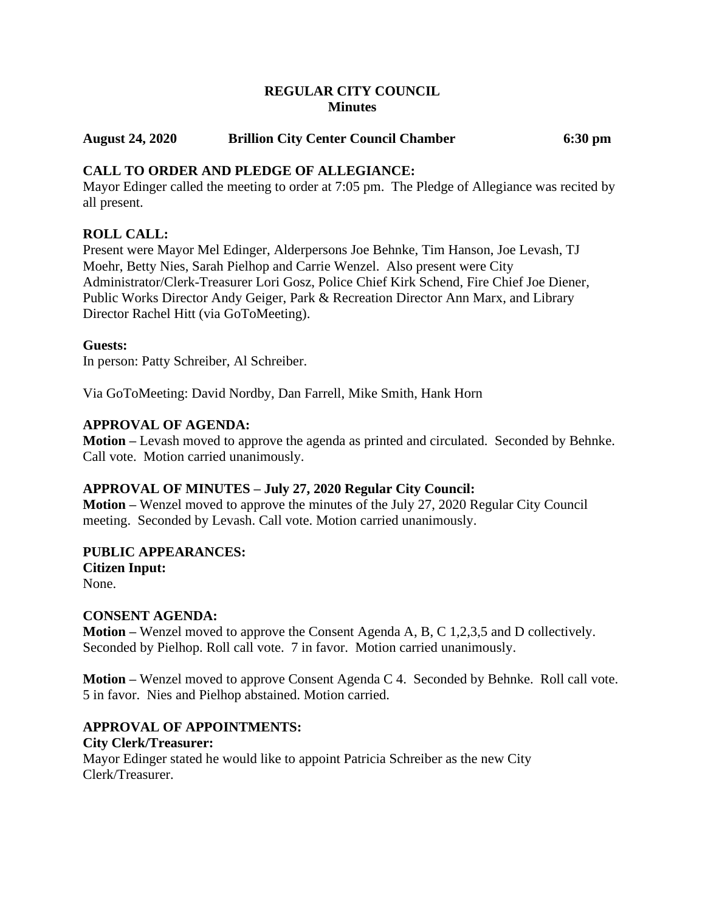# REGULAR CITY COUNCIL
## Minutes

**August 24, 2020 Brillion City Center Council Chamber 6:30 pm**

### CALL TO ORDER AND PLEDGE OF ALLEGIANCE:

Mayor Edinger called the meeting to order at 7:05 pm. The Pledge of Allegiance was recited by all present.

### ROLL CALL:

Present were Mayor Mel Edinger, Alderpersons Joe Behnke, Tim Hanson, Joe Levash, TJ Moehr, Betty Nies, Sarah Pielhop and Carrie Wenzel. Also present were City Administrator/Clerk-Treasurer Lori Gosz, Police Chief Kirk Schend, Fire Chief Joe Diener, Public Works Director Andy Geiger, Park & Recreation Director Ann Marx, and Library Director Rachel Hitt (via GoToMeeting).

**Guests:**

In person: Patty Schreiber, Al Schreiber.

Via GoToMeeting: David Nordby, Dan Farrell, Mike Smith, Hank Horn

### APPROVAL OF AGENDA:

**Motion –** Levash moved to approve the agenda as printed and circulated. Seconded by Behnke. Call vote. Motion carried unanimously.

### APPROVAL OF MINUTES – July 27, 2020 Regular City Council:

**Motion –** Wenzel moved to approve the minutes of the July 27, 2020 Regular City Council meeting. Seconded by Levash. Call vote. Motion carried unanimously.

### PUBLIC APPEARANCES:

**Citizen Input:**

None.

### CONSENT AGENDA:

**Motion –** Wenzel moved to approve the Consent Agenda A, B, C 1,2,3,5 and D collectively. Seconded by Pielhop. Roll call vote. 7 in favor. Motion carried unanimously.

**Motion –** Wenzel moved to approve Consent Agenda C 4. Seconded by Behnke. Roll call vote. 5 in favor. Nies and Pielhop abstained. Motion carried.

### APPROVAL OF APPOINTMENTS:

**City Clerk/Treasurer:**

Mayor Edinger stated he would like to appoint Patricia Schreiber as the new City Clerk/Treasurer.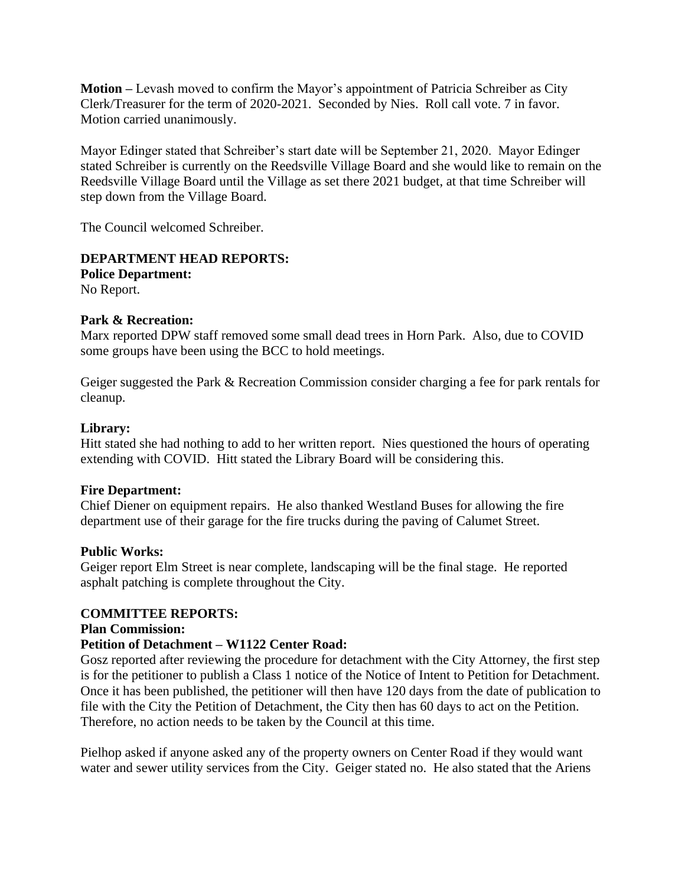**Motion –** Levash moved to confirm the Mayor's appointment of Patricia Schreiber as City Clerk/Treasurer for the term of 2020-2021. Seconded by Nies. Roll call vote. 7 in favor. Motion carried unanimously.

Mayor Edinger stated that Schreiber's start date will be September 21, 2020. Mayor Edinger stated Schreiber is currently on the Reedsville Village Board and she would like to remain on the Reedsville Village Board until the Village as set there 2021 budget, at that time Schreiber will step down from the Village Board.

The Council welcomed Schreiber.

**DEPARTMENT HEAD REPORTS:**

**Police Department:**

No Report.

**Park & Recreation:**

Marx reported DPW staff removed some small dead trees in Horn Park. Also, due to COVID some groups have been using the BCC to hold meetings.

Geiger suggested the Park & Recreation Commission consider charging a fee for park rentals for cleanup.

**Library:**

Hitt stated she had nothing to add to her written report. Nies questioned the hours of operating extending with COVID. Hitt stated the Library Board will be considering this.

**Fire Department:**

Chief Diener on equipment repairs. He also thanked Westland Buses for allowing the fire department use of their garage for the fire trucks during the paving of Calumet Street.

**Public Works:**

Geiger report Elm Street is near complete, landscaping will be the final stage. He reported asphalt patching is complete throughout the City.

**COMMITTEE REPORTS:**

**Plan Commission:**

**Petition of Detachment – W1122 Center Road:**

Gosz reported after reviewing the procedure for detachment with the City Attorney, the first step is for the petitioner to publish a Class 1 notice of the Notice of Intent to Petition for Detachment. Once it has been published, the petitioner will then have 120 days from the date of publication to file with the City the Petition of Detachment, the City then has 60 days to act on the Petition. Therefore, no action needs to be taken by the Council at this time.

Pielhop asked if anyone asked any of the property owners on Center Road if they would want water and sewer utility services from the City. Geiger stated no. He also stated that the Ariens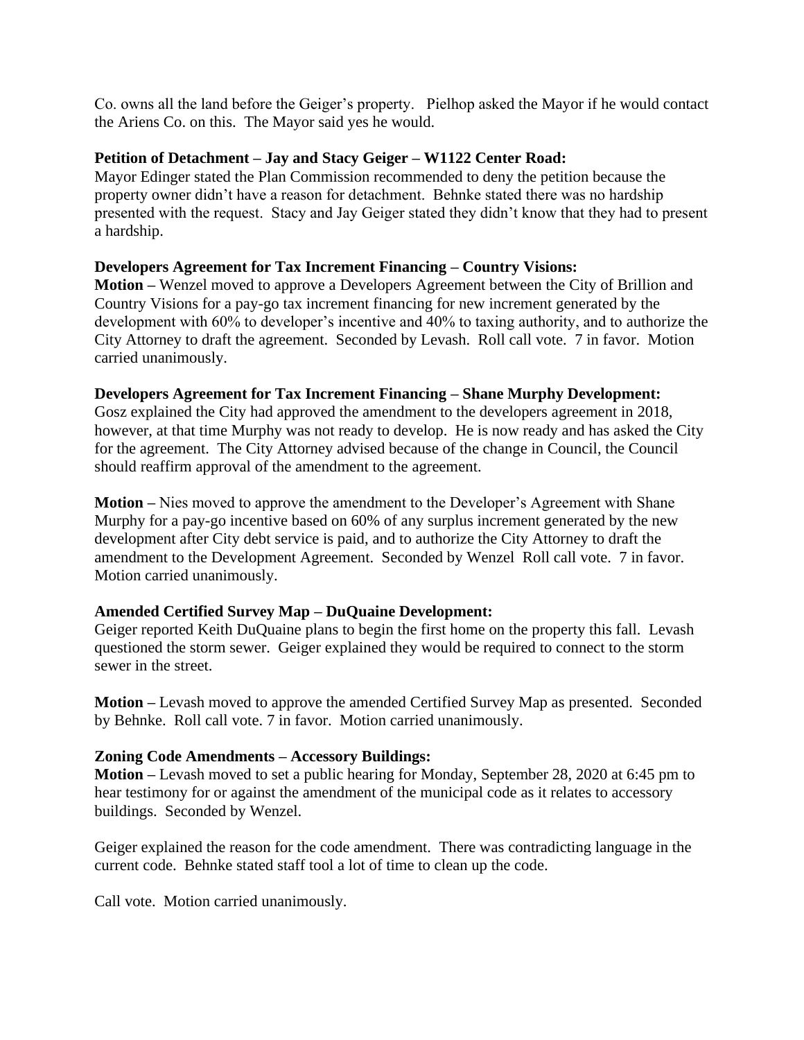Co. owns all the land before the Geiger's property. Pielhop asked the Mayor if he would contact the Ariens Co. on this. The Mayor said yes he would.

**Petition of Detachment – Jay and Stacy Geiger – W1122 Center Road:**
Mayor Edinger stated the Plan Commission recommended to deny the petition because the property owner didn't have a reason for detachment. Behnke stated there was no hardship presented with the request. Stacy and Jay Geiger stated they didn't know that they had to present a hardship.

**Developers Agreement for Tax Increment Financing – Country Visions:**
**Motion –** Wenzel moved to approve a Developers Agreement between the City of Brillion and Country Visions for a pay-go tax increment financing for new increment generated by the development with 60% to developer's incentive and 40% to taxing authority, and to authorize the City Attorney to draft the agreement. Seconded by Levash. Roll call vote. 7 in favor. Motion carried unanimously.

**Developers Agreement for Tax Increment Financing – Shane Murphy Development:**
Gosz explained the City had approved the amendment to the developers agreement in 2018, however, at that time Murphy was not ready to develop. He is now ready and has asked the City for the agreement. The City Attorney advised because of the change in Council, the Council should reaffirm approval of the amendment to the agreement.

**Motion –** Nies moved to approve the amendment to the Developer's Agreement with Shane Murphy for a pay-go incentive based on 60% of any surplus increment generated by the new development after City debt service is paid, and to authorize the City Attorney to draft the amendment to the Development Agreement. Seconded by Wenzel Roll call vote. 7 in favor. Motion carried unanimously.

**Amended Certified Survey Map – DuQuaine Development:**
Geiger reported Keith DuQuaine plans to begin the first home on the property this fall. Levash questioned the storm sewer. Geiger explained they would be required to connect to the storm sewer in the street.

**Motion –** Levash moved to approve the amended Certified Survey Map as presented. Seconded by Behnke. Roll call vote. 7 in favor. Motion carried unanimously.

**Zoning Code Amendments – Accessory Buildings:**
**Motion –** Levash moved to set a public hearing for Monday, September 28, 2020 at 6:45 pm to hear testimony for or against the amendment of the municipal code as it relates to accessory buildings. Seconded by Wenzel.

Geiger explained the reason for the code amendment. There was contradicting language in the current code. Behnke stated staff tool a lot of time to clean up the code.

Call vote. Motion carried unanimously.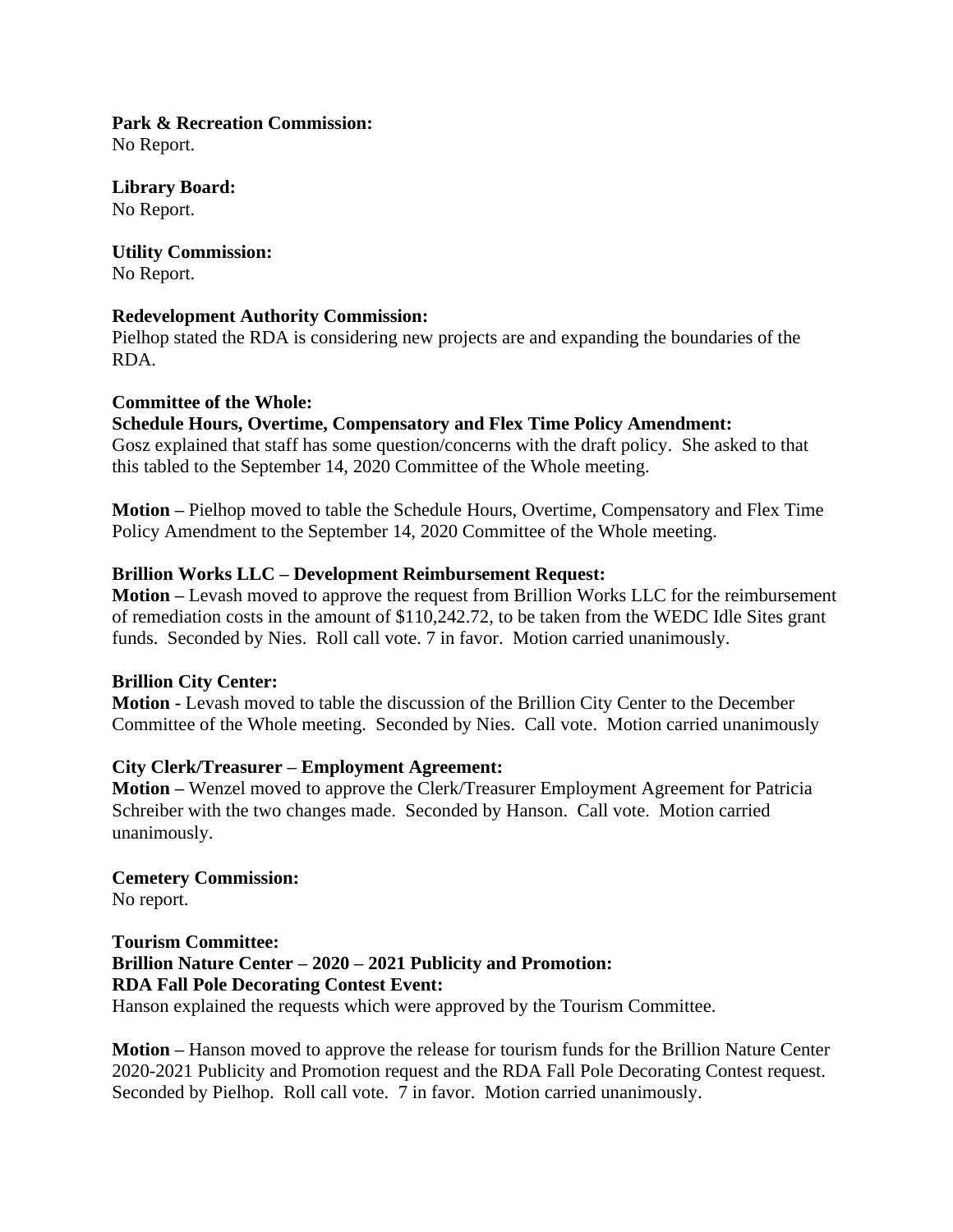**Park & Recreation Commission:**
No Report.

**Library Board:**
No Report.

**Utility Commission:**
No Report.

**Redevelopment Authority Commission:**
Pielhop stated the RDA is considering new projects are and expanding the boundaries of the RDA.

**Committee of the Whole:**
**Schedule Hours, Overtime, Compensatory and Flex Time Policy Amendment:**
Gosz explained that staff has some question/concerns with the draft policy. She asked to that this tabled to the September 14, 2020 Committee of the Whole meeting.

**Motion –** Pielhop moved to table the Schedule Hours, Overtime, Compensatory and Flex Time Policy Amendment to the September 14, 2020 Committee of the Whole meeting.

**Brillion Works LLC – Development Reimbursement Request:**
**Motion –** Levash moved to approve the request from Brillion Works LLC for the reimbursement of remediation costs in the amount of $110,242.72, to be taken from the WEDC Idle Sites grant funds. Seconded by Nies. Roll call vote. 7 in favor. Motion carried unanimously.

**Brillion City Center:**
**Motion -** Levash moved to table the discussion of the Brillion City Center to the December Committee of the Whole meeting. Seconded by Nies. Call vote. Motion carried unanimously

**City Clerk/Treasurer – Employment Agreement:**
**Motion –** Wenzel moved to approve the Clerk/Treasurer Employment Agreement for Patricia Schreiber with the two changes made. Seconded by Hanson. Call vote. Motion carried unanimously.

**Cemetery Commission:**
No report.

**Tourism Committee:**
**Brillion Nature Center – 2020 – 2021 Publicity and Promotion:**
**RDA Fall Pole Decorating Contest Event:**
Hanson explained the requests which were approved by the Tourism Committee.

**Motion –** Hanson moved to approve the release for tourism funds for the Brillion Nature Center 2020-2021 Publicity and Promotion request and the RDA Fall Pole Decorating Contest request. Seconded by Pielhop. Roll call vote. 7 in favor. Motion carried unanimously.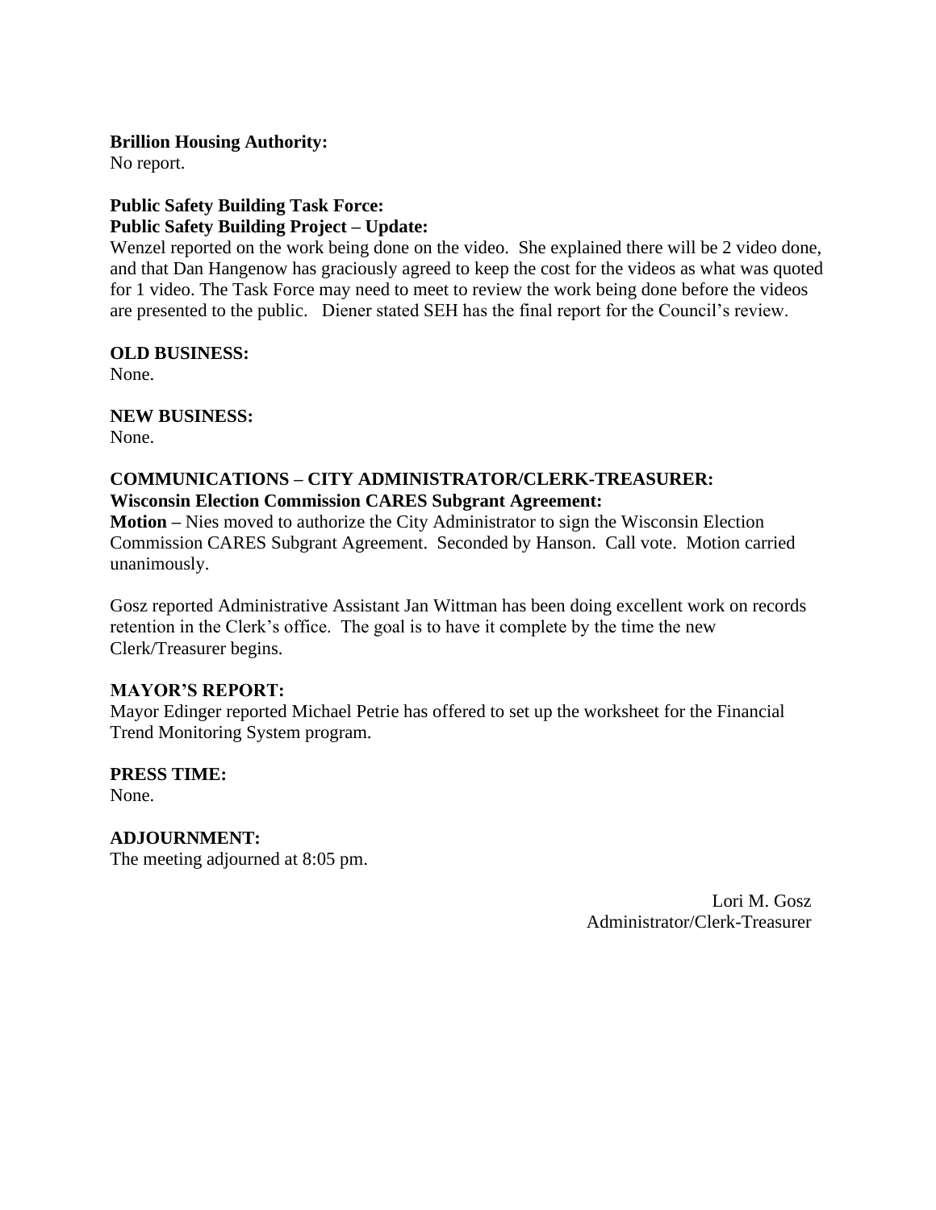**Brillion Housing Authority:**
No report.

**Public Safety Building Task Force:**
**Public Safety Building Project – Update:**
Wenzel reported on the work being done on the video. She explained there will be 2 video done, and that Dan Hangenow has graciously agreed to keep the cost for the videos as what was quoted for 1 video. The Task Force may need to meet to review the work being done before the videos are presented to the public. Diener stated SEH has the final report for the Council's review.

**OLD BUSINESS:**
None.

**NEW BUSINESS:**
None.

**COMMUNICATIONS – CITY ADMINISTRATOR/CLERK-TREASURER:**
**Wisconsin Election Commission CARES Subgrant Agreement:**
**Motion –** Nies moved to authorize the City Administrator to sign the Wisconsin Election Commission CARES Subgrant Agreement. Seconded by Hanson. Call vote. Motion carried unanimously.

Gosz reported Administrative Assistant Jan Wittman has been doing excellent work on records retention in the Clerk's office. The goal is to have it complete by the time the new Clerk/Treasurer begins.

**MAYOR'S REPORT:**
Mayor Edinger reported Michael Petrie has offered to set up the worksheet for the Financial Trend Monitoring System program.

**PRESS TIME:**
None.

**ADJOURNMENT:**
The meeting adjourned at 8:05 pm.

Lori M. Gosz
Administrator/Clerk-Treasurer